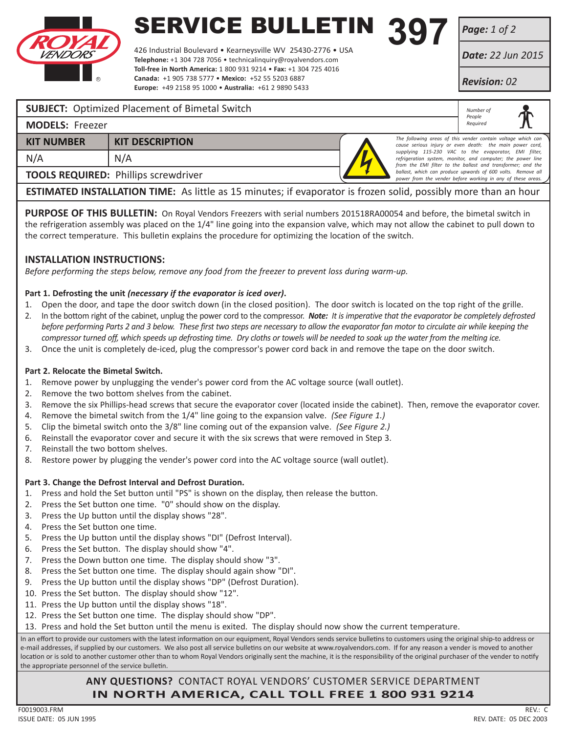# SERVICE BULLETIN 397

426 Industrial Boulevard • Kearneysville WV 25430-2776 • USA
**Telephone:** +1 304 728 7056 • technicalinquiry@royalvendors.com
**Toll-free in North America:** 1 800 931 9214 • **Fax:** +1 304 725 4016
**Canada:** +1 905 738 5777 • **Mexico:** +52 55 5203 6887
**Europe:** +49 2158 95 1000 • **Australia:** +61 2 9890 5433

***Page:*** *1 of 2*

***Date:*** *22 Jun 2015*

***Revision:*** *02*

**SUBJECT:** Optimized Placement of Bimetal Switch

**MODELS:** Freezer

*Number of People Required*

| KIT NUMBER | KIT DESCRIPTION |
|---|---|
| N/A | N/A |

**TOOLS REQUIRED:** Phillips screwdriver

*The following areas of this vender contain voltage which can cause serious injury or even death: the main power cord, supplying 115-230 VAC to the evaporator, EMI filter, refrigeration system, monitor, and computer; the power line from the EMI filter to the ballast and transformer; and the ballast, which can produce upwards of 600 volts. Remove all power from the vender before working in any of these areas.*

**ESTIMATED INSTALLATION TIME:** As little as 15 minutes; if evaporator is frozen solid, possibly more than an hour

**PURPOSE OF THIS BULLETIN:** On Royal Vendors Freezers with serial numbers 201518RA00054 and before, the bimetal switch in the refrigeration assembly was placed on the 1/4" line going into the expansion valve, which may not allow the cabinet to pull down to the correct temperature. This bulletin explains the procedure for optimizing the location of the switch.

## INSTALLATION INSTRUCTIONS:

*Before performing the steps below, remove any food from the freezer to prevent loss during warm-up.*

**Part 1. Defrosting the unit *(necessary if the evaporator is iced over)*.**

1. Open the door, and tape the door switch down (in the closed position). The door switch is located on the top right of the grille.
2. In the bottom right of the cabinet, unplug the power cord to the compressor. ***Note:*** *It is imperative that the evaporator be completely defrosted before performing Parts 2 and 3 below. These first two steps are necessary to allow the evaporator fan motor to circulate air while keeping the compressor turned off, which speeds up defrosting time. Dry cloths or towels will be needed to soak up the water from the melting ice.*
3. Once the unit is completely de-iced, plug the compressor's power cord back in and remove the tape on the door switch.

**Part 2. Relocate the Bimetal Switch.**

1. Remove power by unplugging the vender's power cord from the AC voltage source (wall outlet).
2. Remove the two bottom shelves from the cabinet.
3. Remove the six Phillips-head screws that secure the evaporator cover (located inside the cabinet). Then, remove the evaporator cover.
4. Remove the bimetal switch from the 1/4" line going to the expansion valve. *(See Figure 1.)*
5. Clip the bimetal switch onto the 3/8" line coming out of the expansion valve. *(See Figure 2.)*
6. Reinstall the evaporator cover and secure it with the six screws that were removed in Step 3.
7. Reinstall the two bottom shelves.
8. Restore power by plugging the vender's power cord into the AC voltage source (wall outlet).

**Part 3. Change the Defrost Interval and Defrost Duration.**

1. Press and hold the Set button until "PS" is shown on the display, then release the button.
2. Press the Set button one time. "0" should show on the display.
3. Press the Up button until the display shows "28".
4. Press the Set button one time.
5. Press the Up button until the display shows "DI" (Defrost Interval).
6. Press the Set button. The display should show "4".
7. Press the Down button one time. The display should show "3".
8. Press the Set button one time. The display should again show "DI".
9. Press the Up button until the display shows "DP" (Defrost Duration).
10. Press the Set button. The display should show "12".
11. Press the Up button until the display shows "18".
12. Press the Set button one time. The display should show "DP".
13. Press and hold the Set button until the menu is exited. The display should now show the current temperature.

In an effort to provide our customers with the latest information on our equipment, Royal Vendors sends service bulletins to customers using the original ship-to address or e-mail addresses, if supplied by our customers. We also post all service bulletins on our website at www.royalvendors.com. If for any reason a vender is moved to another location or is sold to another customer other than to whom Royal Vendors originally sent the machine, it is the responsibility of the original purchaser of the vender to notify the appropriate personnel of the service bulletin.

**ANY QUESTIONS?** CONTACT ROYAL VENDORS' CUSTOMER SERVICE DEPARTMENT
**IN NORTH AMERICA, CALL TOLL FREE 1 800 931 9214**

F0019003.FRM
ISSUE DATE: 05 JUN 1995

REV.: C
REV. DATE: 05 DEC 2003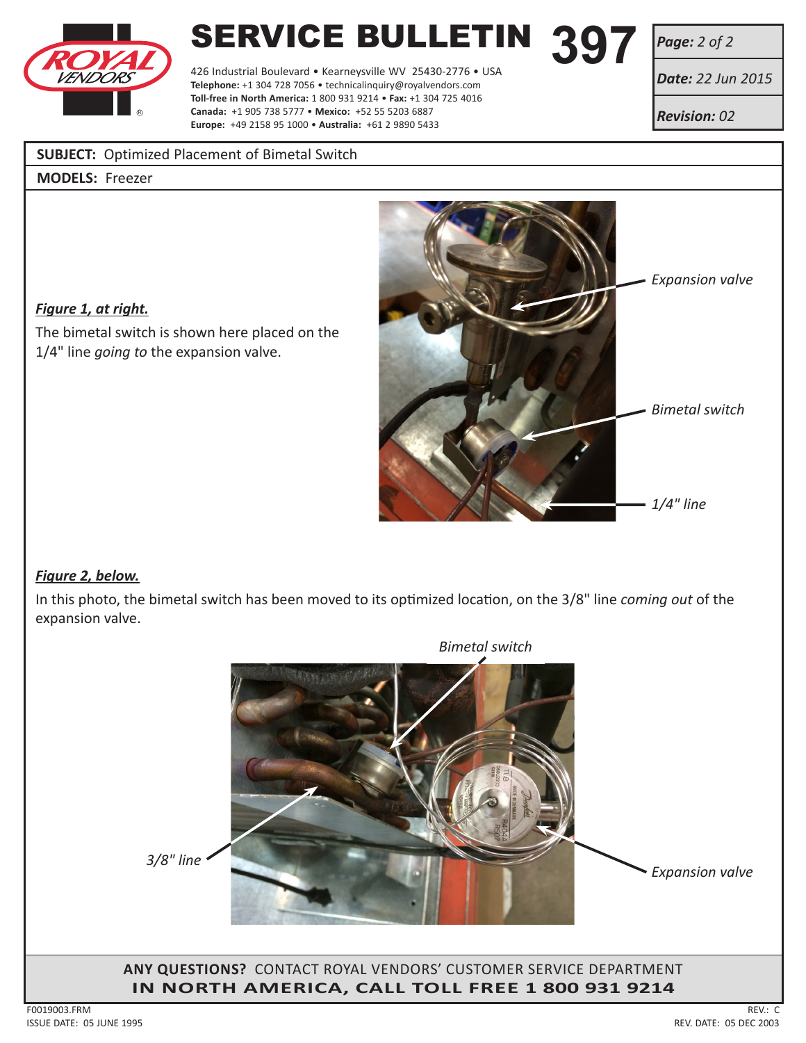# SERVICE BULLETIN 397

426 Industrial Boulevard • Kearneysville WV 25430-2776 • USA
**Telephone:** +1 304 728 7056 • technicalinquiry@royalvendors.com
**Toll-free in North America:** 1 800 931 9214 • **Fax:** +1 304 725 4016
**Canada:** +1 905 738 5777 • **Mexico:** +52 55 5203 6887
**Europe:** +49 2158 95 1000 • **Australia:** +61 2 9890 5433

***Date:*** *22 Jun 2015*

***Revision:*** *02*

**SUBJECT:** Optimized Placement of Bimetal Switch

**MODELS:** Freezer

***Figure 1, at right.***

The bimetal switch is shown here placed on the 1/4" line *going to* the expansion valve.

*Expansion valve*

*Bimetal switch*

*1/4" line*

***Figure 2, below.***

In this photo, the bimetal switch has been moved to its optimized location, on the 3/8" line *coming out* of the expansion valve.

*Bimetal switch*

*3/8" line*

*Expansion valve*

**ANY QUESTIONS?** CONTACT ROYAL VENDORS' CUSTOMER SERVICE DEPARTMENT
**IN NORTH AMERICA, CALL TOLL FREE 1 800 931 9214**

F0019003.FRM
ISSUE DATE: 05 JUNE 1995

REV.: C
REV. DATE: 05 DEC 2003